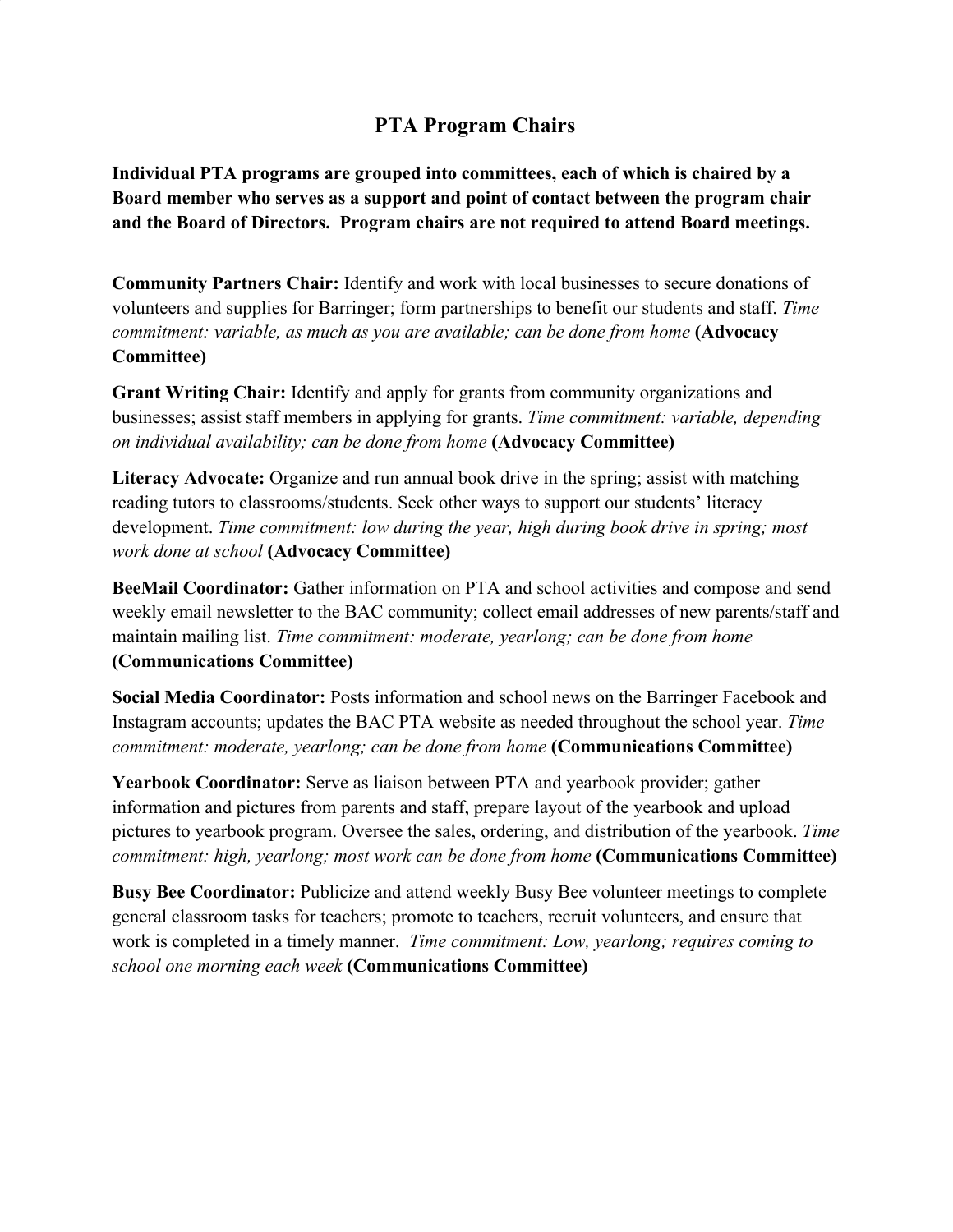# PTA Program Chairs

**Individual PTA programs are grouped into committees, each of which is chaired by a Board member who serves as a support and point of contact between the program chair and the Board of Directors. Program chairs are not required to attend Board meetings.**

**Community Partners Chair:** Identify and work with local businesses to secure donations of volunteers and supplies for Barringer; form partnerships to benefit our students and staff. *Time commitment: variable, as much as you are available; can be done from home* **(Advocacy Committee)**

**Grant Writing Chair:** Identify and apply for grants from community organizations and businesses; assist staff members in applying for grants. *Time commitment: variable, depending on individual availability; can be done from home* **(Advocacy Committee)**

**Literacy Advocate:** Organize and run annual book drive in the spring; assist with matching reading tutors to classrooms/students. Seek other ways to support our students' literacy development. *Time commitment: low during the year, high during book drive in spring; most work done at school* **(Advocacy Committee)**

**BeeMail Coordinator:** Gather information on PTA and school activities and compose and send weekly email newsletter to the BAC community; collect email addresses of new parents/staff and maintain mailing list. *Time commitment: moderate, yearlong; can be done from home* **(Communications Committee)**

**Social Media Coordinator:** Posts information and school news on the Barringer Facebook and Instagram accounts; updates the BAC PTA website as needed throughout the school year. *Time commitment: moderate, yearlong; can be done from home* **(Communications Committee)**

**Yearbook Coordinator:** Serve as liaison between PTA and yearbook provider; gather information and pictures from parents and staff, prepare layout of the yearbook and upload pictures to yearbook program. Oversee the sales, ordering, and distribution of the yearbook. *Time commitment: high, yearlong; most work can be done from home* **(Communications Committee)**

**Busy Bee Coordinator:** Publicize and attend weekly Busy Bee volunteer meetings to complete general classroom tasks for teachers; promote to teachers, recruit volunteers, and ensure that work is completed in a timely manner. *Time commitment: Low, yearlong; requires coming to school one morning each week* **(Communications Committee)**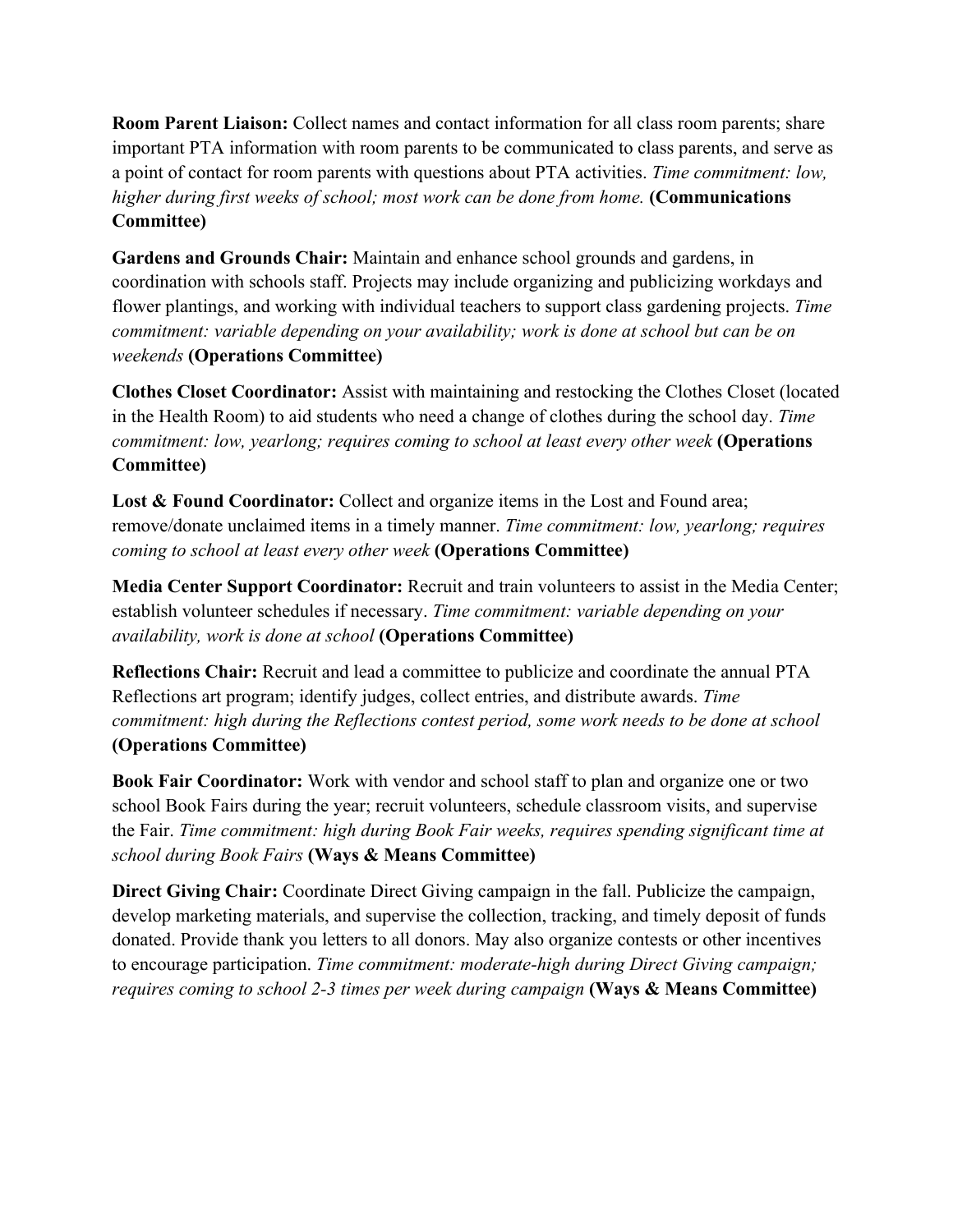**Room Parent Liaison:** Collect names and contact information for all class room parents; share important PTA information with room parents to be communicated to class parents, and serve as a point of contact for room parents with questions about PTA activities. *Time commitment: low, higher during first weeks of school; most work can be done from home.* **(Communications Committee)**

**Gardens and Grounds Chair:** Maintain and enhance school grounds and gardens, in coordination with schools staff. Projects may include organizing and publicizing workdays and flower plantings, and working with individual teachers to support class gardening projects. *Time commitment: variable depending on your availability; work is done at school but can be on weekends* **(Operations Committee)**

**Clothes Closet Coordinator:** Assist with maintaining and restocking the Clothes Closet (located in the Health Room) to aid students who need a change of clothes during the school day. *Time commitment: low, yearlong; requires coming to school at least every other week* **(Operations Committee)**

**Lost & Found Coordinator:** Collect and organize items in the Lost and Found area; remove/donate unclaimed items in a timely manner. *Time commitment: low, yearlong; requires coming to school at least every other week* **(Operations Committee)**

**Media Center Support Coordinator:** Recruit and train volunteers to assist in the Media Center; establish volunteer schedules if necessary. *Time commitment: variable depending on your availability, work is done at school* **(Operations Committee)**

**Reflections Chair:** Recruit and lead a committee to publicize and coordinate the annual PTA Reflections art program; identify judges, collect entries, and distribute awards. *Time commitment: high during the Reflections contest period, some work needs to be done at school* **(Operations Committee)**

**Book Fair Coordinator:** Work with vendor and school staff to plan and organize one or two school Book Fairs during the year; recruit volunteers, schedule classroom visits, and supervise the Fair. *Time commitment: high during Book Fair weeks, requires spending significant time at school during Book Fairs* **(Ways & Means Committee)**

**Direct Giving Chair:** Coordinate Direct Giving campaign in the fall. Publicize the campaign, develop marketing materials, and supervise the collection, tracking, and timely deposit of funds donated. Provide thank you letters to all donors. May also organize contests or other incentives to encourage participation. *Time commitment: moderate-high during Direct Giving campaign; requires coming to school 2-3 times per week during campaign* **(Ways & Means Committee)**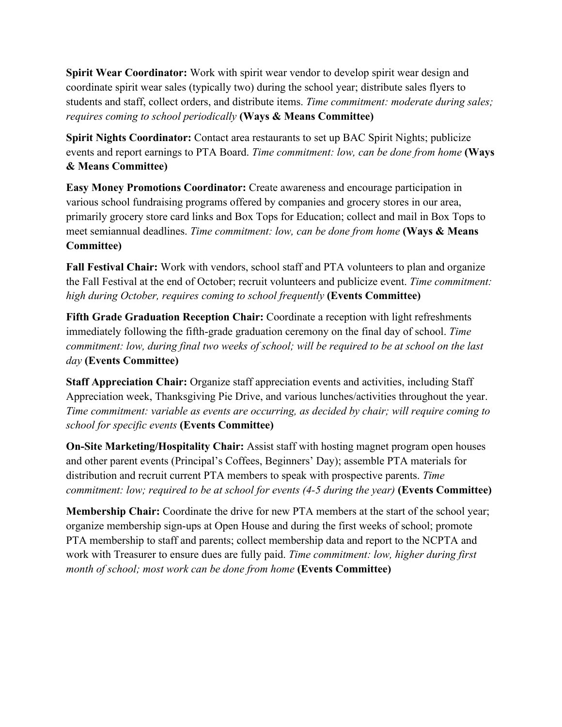**Spirit Wear Coordinator:** Work with spirit wear vendor to develop spirit wear design and coordinate spirit wear sales (typically two) during the school year; distribute sales flyers to students and staff, collect orders, and distribute items. *Time commitment: moderate during sales; requires coming to school periodically* **(Ways & Means Committee)**

**Spirit Nights Coordinator:** Contact area restaurants to set up BAC Spirit Nights; publicize events and report earnings to PTA Board. *Time commitment: low, can be done from home* **(Ways & Means Committee)**

**Easy Money Promotions Coordinator:** Create awareness and encourage participation in various school fundraising programs offered by companies and grocery stores in our area, primarily grocery store card links and Box Tops for Education; collect and mail in Box Tops to meet semiannual deadlines. *Time commitment: low, can be done from home* **(Ways & Means Committee)**

**Fall Festival Chair:** Work with vendors, school staff and PTA volunteers to plan and organize the Fall Festival at the end of October; recruit volunteers and publicize event. *Time commitment: high during October, requires coming to school frequently* **(Events Committee)**

**Fifth Grade Graduation Reception Chair:** Coordinate a reception with light refreshments immediately following the fifth-grade graduation ceremony on the final day of school. *Time commitment: low, during final two weeks of school; will be required to be at school on the last day* **(Events Committee)**

**Staff Appreciation Chair:** Organize staff appreciation events and activities, including Staff Appreciation week, Thanksgiving Pie Drive, and various lunches/activities throughout the year. *Time commitment: variable as events are occurring, as decided by chair; will require coming to school for specific events* **(Events Committee)**

**On-Site Marketing/Hospitality Chair:** Assist staff with hosting magnet program open houses and other parent events (Principal's Coffees, Beginners' Day); assemble PTA materials for distribution and recruit current PTA members to speak with prospective parents. *Time commitment: low; required to be at school for events (4-5 during the year)* **(Events Committee)**

**Membership Chair:** Coordinate the drive for new PTA members at the start of the school year; organize membership sign-ups at Open House and during the first weeks of school; promote PTA membership to staff and parents; collect membership data and report to the NCPTA and work with Treasurer to ensure dues are fully paid. *Time commitment: low, higher during first month of school; most work can be done from home* **(Events Committee)**